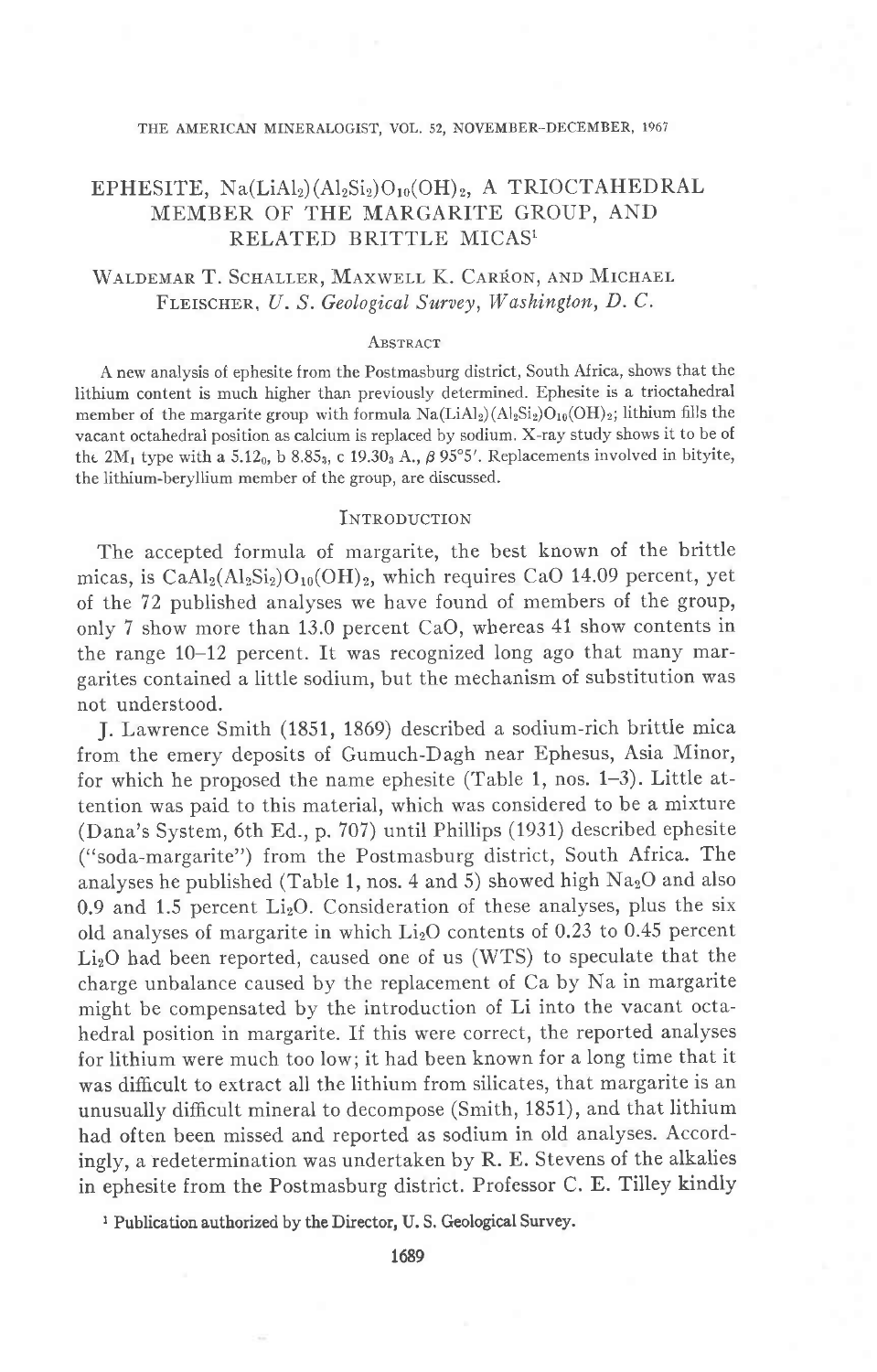# EPHESITE, $Na(LiAl_2)(Al_2Si_2)O_{10}(OH)_2$, A TRIOCTAHEDRAL MEMBER OF THE MARGARITE GROUP, AND RELATED BRITTLE MICAS[1]

WALDEMAR T. SCHALLER, MAXWELL K. CARRON, AND MICHAEL FLEISCHER, *U. S. Geological Survey, Washington, D. C.*

## ABSTRACT

A new analysis of ephesite from the Postmasburg district, South Africa, shows that the lithium content is much higher than previously determined. Ephesite is a trioctahedral member of the margarite group with formula $Na(LiAl_2)(Al_2Si_2)O_{10}(OH)_2$; lithium fills the vacant octahedral position as calcium is replaced by sodium. X-ray study shows it to be of the $2M_1$ type with a $5.12_0$, b $8.85_3$, c $19.30_3$ A., $\beta$ 95°5′. Replacements involved in bityite, the lithium-beryllium member of the group, are discussed.

## INTRODUCTION

The accepted formula of margarite, the best known of the brittle micas, is $CaAl_2(Al_2Si_2)O_{10}(OH)_2$, which requires CaO 14.09 percent, yet of the 72 published analyses we have found of members of the group, only 7 show more than 13.0 percent CaO, whereas 41 show contents in the range 10–12 percent. It was recognized long ago that many margarites contained a little sodium, but the mechanism of substitution was not understood.

J. Lawrence Smith (1851, 1869) described a sodium-rich brittle mica from the emery deposits of Gumuch-Dagh near Ephesus, Asia Minor, for which he proposed the name ephesite (Table 1, nos. 1–3). Little attention was paid to this material, which was considered to be a mixture (Dana's System, 6th Ed., p. 707) until Phillips (1931) described ephesite ("soda-margarite") from the Postmasburg district, South Africa. The analyses he published (Table 1, nos. 4 and 5) showed high $Na_2O$ and also 0.9 and 1.5 percent $Li_2O$. Consideration of these analyses, plus the six old analyses of margarite in which $Li_2O$ contents of 0.23 to 0.45 percent $Li_2O$ had been reported, caused one of us (WTS) to speculate that the charge unbalance caused by the replacement of Ca by Na in margarite might be compensated by the introduction of Li into the vacant octahedral position in margarite. If this were correct, the reported analyses for lithium were much too low; it had been known for a long time that it was difficult to extract all the lithium from silicates, that margarite is an unusually difficult mineral to decompose (Smith, 1851), and that lithium had often been missed and reported as sodium in old analyses. Accordingly, a redetermination was undertaken by R. E. Stevens of the alkalies in ephesite from the Postmasburg district. Professor C. E. Tilley kindly

[1] Publication authorized by the Director, U. S. Geological Survey.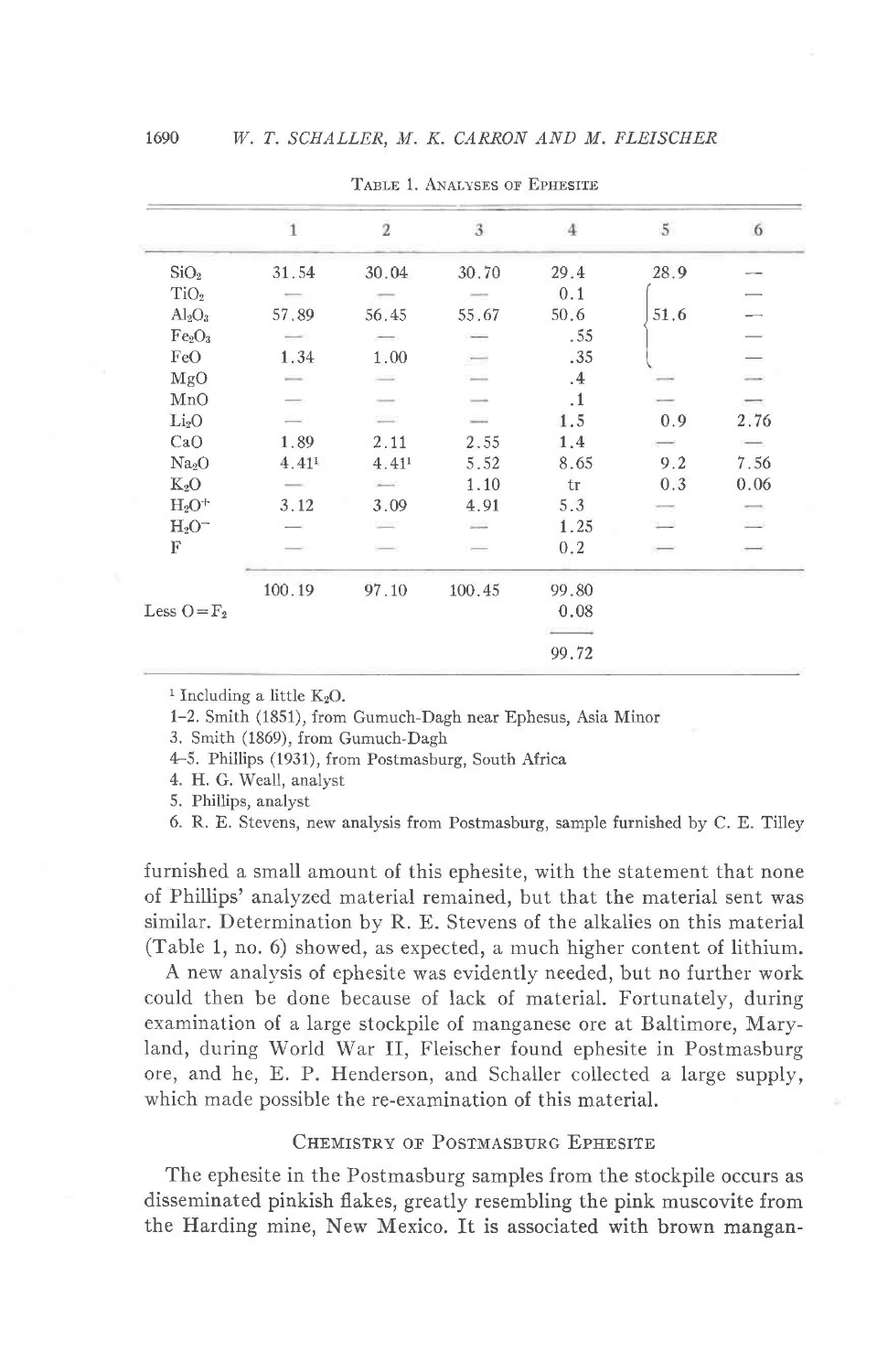Table 1. Analyses of Ephesite

| | 1 | 2 | 3 | 4 | 5 | 6 |
|---|---|---|---|---|---|---|
| $SiO_2$ | 31.54 | 30.04 | 30.70 | 29.4 | 28.9 | — |
| $TiO_2$ | — | — | — | 0.1 | | — |
| $Al_2O_3$ | 57.89 | 56.45 | 55.67 | 50.6 | 51.6 | — |
| $Fe_2O_3$ | — | — | — | .55 | | — |
| FeO | 1.34 | 1.00 | — | .35 | | — |
| MgO | — | — | — | .4 | — | — |
| MnO | — | — | — | .1 | — | — |
| $Li_2O$ | — | — | — | 1.5 | 0.9 | 2.76 |
| CaO | 1.89 | 2.11 | 2.55 | 1.4 | — | — |
| $Na_2O$ | 4.41[1] | 4.41[1] | 5.52 | 8.65 | 9.2 | 7.56 |
| $K_2O$ | — | — | 1.10 | tr | 0.3 | 0.06 |
| $H_2O^+$ | 3.12 | 3.09 | 4.91 | 5.3 | — | — |
| $H_2O^-$ | — | — | — | 1.25 | — | — |
| F | — | — | — | 0.2 | — | — |
| | 100.19 | 97.10 | 100.45 | 99.80 | | |
| Less $O=F_2$ | | | | 0.08 | | |
| | | | | 99.72 | | |

[1] Including a little $K_2O$.

1–2. Smith (1851), from Gumuch-Dagh near Ephesus, Asia Minor

3. Smith (1869), from Gumuch-Dagh

4–5. Phillips (1931), from Postmasburg, South Africa

4. H. G. Weall, analyst

5. Phillips, analyst

6. R. E. Stevens, new analysis from Postmasburg, sample furnished by C. E. Tilley

furnished a small amount of this ephesite, with the statement that none of Phillips' analyzed material remained, but that the material sent was similar. Determination by R. E. Stevens of the alkalies on this material (Table 1, no. 6) showed, as expected, a much higher content of lithium.

A new analysis of ephesite was evidently needed, but no further work could then be done because of lack of material. Fortunately, during examination of a large stockpile of manganese ore at Baltimore, Maryland, during World War II, Fleischer found ephesite in Postmasburg ore, and he, E. P. Henderson, and Schaller collected a large supply, which made possible the re-examination of this material.

## Chemistry of Postmasburg Ephesite

The ephesite in the Postmasburg samples from the stockpile occurs as disseminated pinkish flakes, greatly resembling the pink muscovite from the Harding mine, New Mexico. It is associated with brown mangan-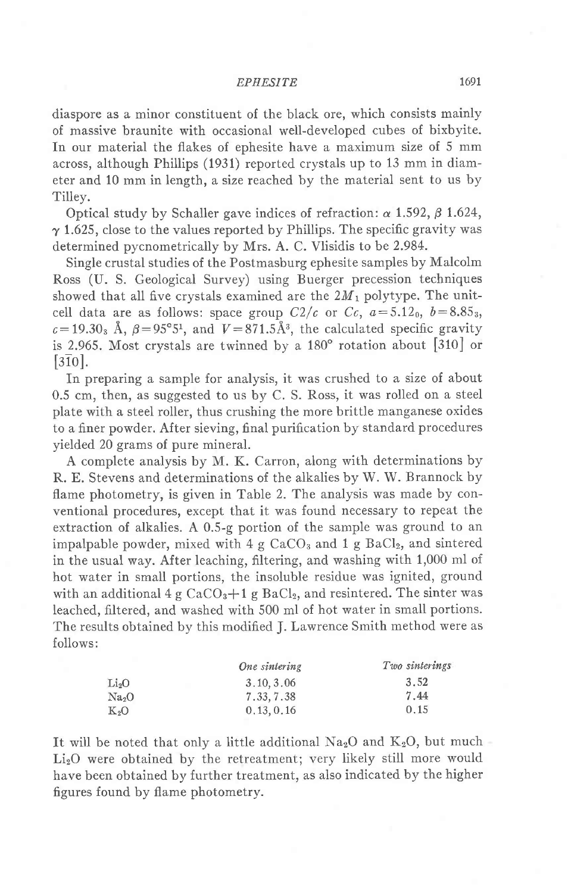diaspore as a minor constituent of the black ore, which consists mainly of massive braunite with occasional well-developed cubes of bixbyite. In our material the flakes of ephesite have a maximum size of 5 mm across, although Phillips (1931) reported crystals up to 13 mm in diameter and 10 mm in length, a size reached by the material sent to us by Tilley.

Optical study by Schaller gave indices of refraction: $\alpha$ 1.592, $\beta$ 1.624, $\gamma$ 1.625, close to the values reported by Phillips. The specific gravity was determined pycnometrically by Mrs. A. C. Vlisidis to be 2.984.

Single crustal studies of the Postmasburg ephesite samples by Malcolm Ross (U. S. Geological Survey) using Buerger precession techniques showed that all five crystals examined are the $2M_1$ polytype. The unit-cell data are as follows: space group $C2/c$ or $Cc$, $a=5.12_0$, $b=8.85_3$, $c=19.30_3$ Å, $\beta=95°5^1$, and $V=871.5$Å$^3$, the calculated specific gravity is 2.965. Most crystals are twinned by a 180° rotation about [310] or [$3\bar{1}0$].

In preparing a sample for analysis, it was crushed to a size of about 0.5 cm, then, as suggested to us by C. S. Ross, it was rolled on a steel plate with a steel roller, thus crushing the more brittle manganese oxides to a finer powder. After sieving, final purification by standard procedures yielded 20 grams of pure mineral.

A complete analysis by M. K. Carron, along with determinations by R. E. Stevens and determinations of the alkalies by W. W. Brannock by flame photometry, is given in Table 2. The analysis was made by conventional procedures, except that it was found necessary to repeat the extraction of alkalies. A 0.5-g portion of the sample was ground to an impalpable powder, mixed with 4 g $CaCO_3$ and 1 g $BaCl_2$, and sintered in the usual way. After leaching, filtering, and washing with 1,000 ml of hot water in small portions, the insoluble residue was ignited, ground with an additional 4 g $CaCO_3$+1 g $BaCl_2$, and resintered. The sinter was leached, filtered, and washed with 500 ml of hot water in small portions. The results obtained by this modified J. Lawrence Smith method were as follows:

| | *One sintering* | *Two sinterings* |
|---|---|---|
| $Li_2O$ | 3.10, 3.06 | 3.52 |
| $Na_2O$ | 7.33, 7.38 | 7.44 |
| $K_2O$ | 0.13, 0.16 | 0.15 |

It will be noted that only a little additional $Na_2O$ and $K_2O$, but much $Li_2O$ were obtained by the retreatment; very likely still more would have been obtained by further treatment, as also indicated by the higher figures found by flame photometry.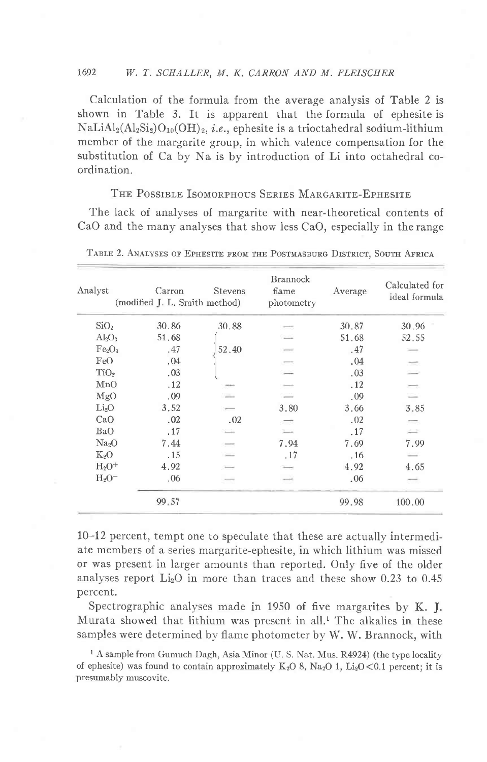Calculation of the formula from the average analysis of Table 2 is shown in Table 3. It is apparent that the formula of ephesite is $NaLiAl_2(Al_2Si_2)O_{10}(OH)_2$, *i.e.*, ephesite is a trioctahedral sodium-lithium member of the margarite group, in which valence compensation for the substitution of Ca by Na is by introduction of Li into octahedral coordination.

## The Possible Isomorphous Series Margarite-Ephesite

The lack of analyses of margarite with near-theoretical contents of CaO and the many analyses that show less CaO, especially in the range 10–12 percent, tempt one to speculate that these are actually intermediate members of a series margarite-ephesite, in which lithium was missed or was present in larger amounts than reported. Only five of the older analyses report $Li_2O$ in more than traces and these show 0.23 to 0.45 percent.

Table 2. Analyses of Ephesite from the Postmasburg District, South Africa

| Analyst | Carron (modified J. L. Smith method) | Stevens (modified J. L. Smith method) | Brannock flame photometry | Average | Calculated for ideal formula |
|---|---|---|---|---|---|
| $SiO_2$ | 30.86 | 30.88 | — | 30.87 | 30.96 |
| $Al_2O_3$ | 51.68 | 52.40 ($Al_2O_3$ + $Fe_2O_3$ + FeO + $TiO_2$) | — | 51.68 | 52.55 |
| $Fe_2O_3$ | .47 | | — | .47 | — |
| FeO | .04 | | — | .04 | — |
| $TiO_2$ | .03 | | — | .03 | — |
| MnO | .12 | — | — | .12 | — |
| MgO | .09 | — | — | .09 | — |
| $Li_2O$ | 3.52 | — | 3.80 | 3.66 | 3.85 |
| CaO | .02 | .02 | — | .02 | — |
| BaO | .17 | — | — | .17 | — |
| $Na_2O$ | 7.44 | — | 7.94 | 7.69 | 7.99 |
| $K_2O$ | .15 | — | .17 | .16 | — |
| $H_2O^+$ | 4.92 | — | — | 4.92 | 4.65 |
| $H_2O^-$ | .06 | — | — | .06 | — |
| | 99.57 | | | 99.98 | 100.00 |

Spectrographic analyses made in 1950 of five margarites by K. J. Murata showed that lithium was present in all.[1] The alkalies in these samples were determined by flame photometer by W. W. Brannock, with

[1] A sample from Gumuch Dagh, Asia Minor (U. S. Nat. Mus. R4924) (the type locality of ephesite) was found to contain approximately $K_2O$ 8, $Na_2O$ 1, $Li_2O$ <0.1 percent; it is presumably muscovite.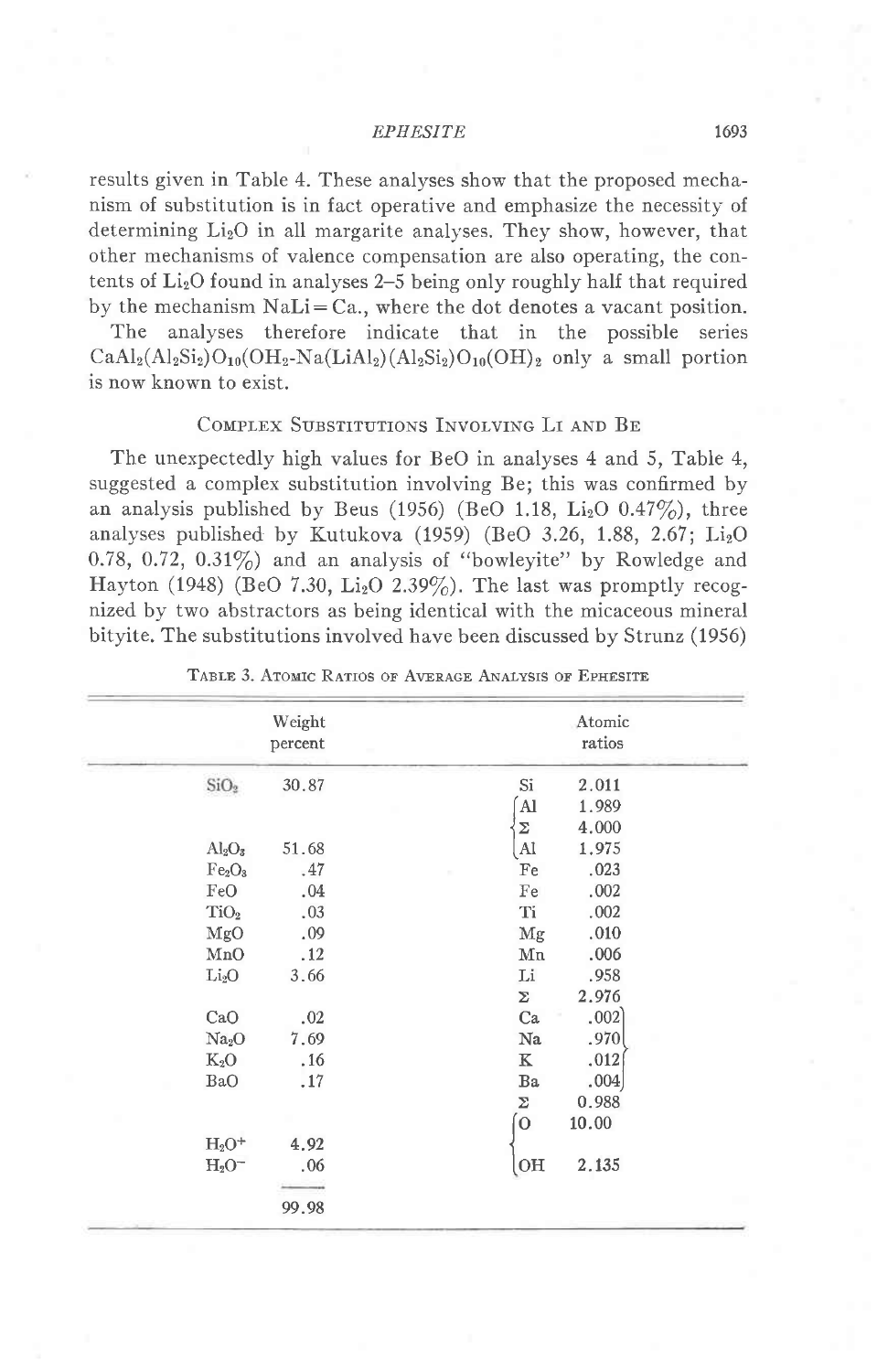results given in Table 4. These analyses show that the proposed mechanism of substitution is in fact operative and emphasize the necessity of determining $Li_2O$ in all margarite analyses. They show, however, that other mechanisms of valence compensation are also operating, the contents of $Li_2O$ found in analyses 2–5 being only roughly half that required by the mechanism NaLi = Ca., where the dot denotes a vacant position.

The analyses therefore indicate that in the possible series $CaAl_2(Al_2Si_2)O_{10}(OH_2$-$Na(LiAl_2)(Al_2Si_2)O_{10}(OH)_2$ only a small portion is now known to exist.

## Complex Substitutions Involving Li and Be

The unexpectedly high values for BeO in analyses 4 and 5, Table 4, suggested a complex substitution involving Be; this was confirmed by an analysis published by Beus (1956) (BeO 1.18, $Li_2O$ 0.47%), three analyses published by Kutukova (1959) (BeO 3.26, 1.88, 2.67; $Li_2O$ 0.78, 0.72, 0.31%) and an analysis of "bowleyite" by Rowledge and Hayton (1948) (BeO 7.30, $Li_2O$ 2.39%). The last was promptly recognized by two abstractors as being identical with the micaceous mineral bityite. The substitutions involved have been discussed by Strunz (1956)

Table 3. Atomic Ratios of Average Analysis of Ephesite

| | Weight percent | | Atomic ratios |
|---|---|---|---|
| $SiO_2$ | 30.87 | Si | 2.011 |
| | | Al | 1.989 |
| | | Σ | 4.000 |
| $Al_2O_3$ | 51.68 | Al | 1.975 |
| $Fe_2O_3$ | .47 | Fe | .023 |
| FeO | .04 | Fe | .002 |
| $TiO_2$ | .03 | Ti | .002 |
| MgO | .09 | Mg | .010 |
| MnO | .12 | Mn | .006 |
| $Li_2O$ | 3.66 | Li | .958 |
| | | Σ | 2.976 |
| CaO | .02 | Ca | .002 |
| $Na_2O$ | 7.69 | Na | .970 |
| $K_2O$ | .16 | K | .012 |
| BaO | .17 | Ba | .004 |
| | | Σ | 0.988 |
| | | O | 10.00 |
| $H_2O^+$ | 4.92 | | |
| $H_2O^-$ | .06 | OH | 2.135 |
| | 99.98 | | |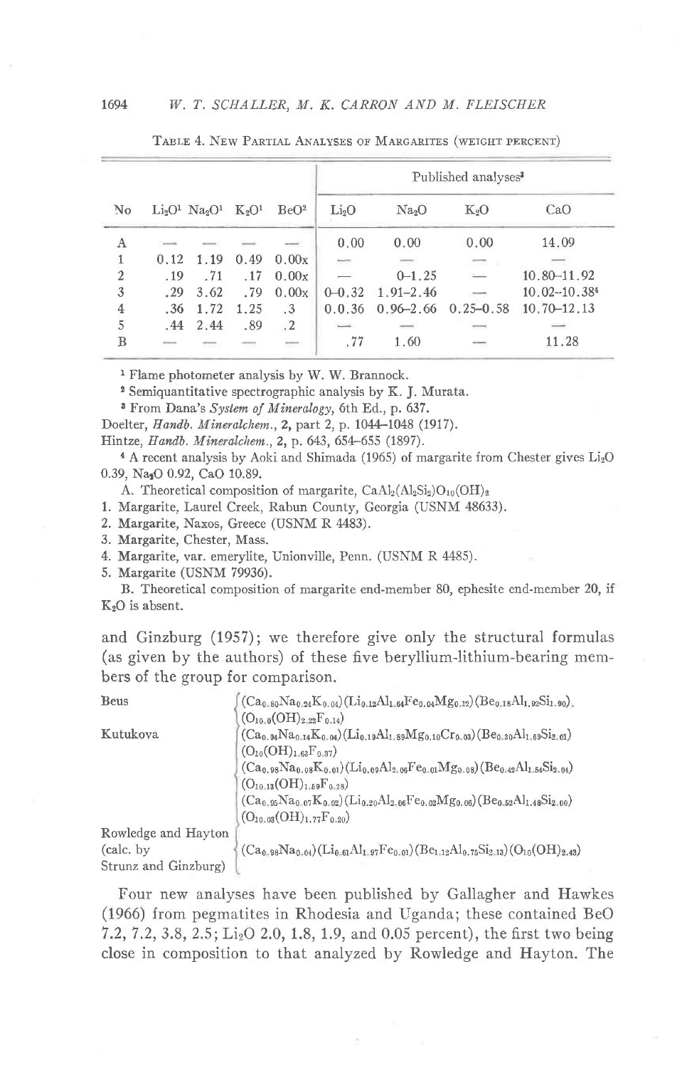TABLE 4. NEW PARTIAL ANALYSES OF MARGARITES (WEIGHT PERCENT)

| No | $Li_2O$[1] | $Na_2O$[1] | $K_2O$[1] | BeO[2] | Published analyses[3] | | | |
|---|---|---|---|---|---|---|---|---|
| | | | | | $Li_2O$ | $Na_2O$ | $K_2O$ | CaO |
| A | — | — | — | — | 0.00 | 0.00 | 0.00 | 14.09 |
| 1 | 0.12 | 1.19 | 0.49 | 0.00x | — | — | — | — |
| 2 | .19 | .71 | .17 | 0.00x | — | 0–1.25 | — | 10.80–11.92 |
| 3 | .29 | 3.62 | .79 | 0.00x | 0–0.32 | 1.91–2.46 | — | 10.02–10.38[4] |
| 4 | .36 | 1.72 | 1.25 | .3 | 0.0.36 | 0.96–2.66 | 0.25–0.58 | 10.70–12.13 |
| 5 | .44 | 2.44 | .89 | .2 | — | — | — | — |
| B | — | — | — | — | .77 | 1.60 | — | 11.28 |

[1] Flame photometer analysis by W. W. Brannock.

[2] Semiquantitative spectrographic analysis by K. J. Murata.

[3] From Dana's *System of Mineralogy*, 6th Ed., p. 637.

Doelter, *Handb. Mineralchem.*, **2**, part 2, p. 1044–1048 (1917).

Hintze, *Handb. Mineralchem.*, **2**, p. 643, 654–655 (1897).

[4] A recent analysis by Aoki and Shimada (1965) of margarite from Chester gives $Li_2O$ 0.39, $Na_2O$ 0.92, CaO 10.89.

A. Theoretical composition of margarite, $CaAl_2(Al_2Si_2)O_{10}(OH)_2$

1. Margarite, Laurel Creek, Rabun County, Georgia (USNM 48633).
2. Margarite, Naxos, Greece (USNM R 4483).
3. Margarite, Chester, Mass.
4. Margarite, var. emerylite, Unionville, Penn. (USNM R 4485).
5. Margarite (USNM 79936).

B. Theoretical composition of margarite end-member 80, ephesite end-member 20, if $K_2O$ is absent.

and Ginzburg (1957); we therefore give only the structural formulas (as given by the authors) of these five beryllium-lithium-bearing members of the group for comparison.

Beus: $(Ca_{0.80}Na_{0.24}K_{0.04})(Li_{0.12}Al_{1.64}Fe_{0.04}Mg_{0.12})(Be_{0.18}Al_{1.92}Si_{1.90}).(O_{10.0}(OH)_{2.22}F_{0.14})$

Kutukova: $(Ca_{0.94}Na_{0.14}K_{0.04})(Li_{0.19}Al_{1.89}Mg_{0.10}Cr_{0.03})(Be_{0.30}Al_{1.69}Si_{2.01})(O_{10}(OH)_{1.63}F_{0.37})$

$(Ca_{0.98}Na_{0.08}K_{0.01})(Li_{0.09}Al_{2.06}Fe_{0.01}Mg_{0.08})(Be_{0.42}Al_{1.54}Si_{2.04})(O_{10.13}(OH)_{1.59}F_{0.28})$

$(Ca_{0.95}Na_{0.07}K_{0.02})(Li_{0.20}Al_{2.06}Fe_{0.02}Mg_{0.06})(Be_{0.52}Al_{1.48}Si_{2.00})(O_{10.03}(OH)_{1.77}F_{0.20})$

Rowledge and Hayton (calc. by Strunz and Ginzburg): $(Ca_{0.98}Na_{0.04})(Li_{0.61}Al_{1.97}Fe_{0.01})(Be_{1.12}Al_{0.75}Si_{2.13})(O_{10}(OH)_{2.43})$

Four new analyses have been published by Gallagher and Hawkes (1966) from pegmatites in Rhodesia and Uganda; these contained BeO 7.2, 7.2, 3.8, 2.5; $Li_2O$ 2.0, 1.8, 1.9, and 0.05 percent), the first two being close in composition to that analyzed by Rowledge and Hayton. The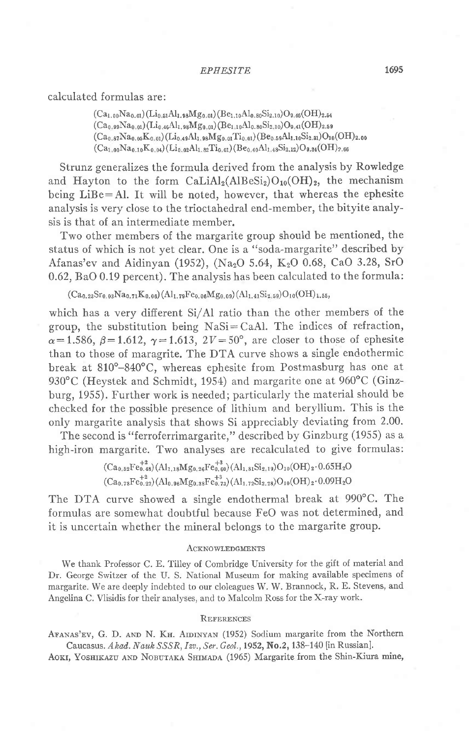calculated formulas are:

$$(Ca_{1.00}Na_{0.01})(Li_{0.51}Al_{1.98}Mg_{0.01})(Be_{1.10}Al_{0.80}Si_{2.10})O_{9.46}(OH)_{2.54}$$
$$(Ca_{0.99}Na_{0.01})(Li_{0.46}Al_{1.98}Mg_{0.01})(Be_{1.10}Al_{0.80}Si_{2.10})O_{9.41}(OH)_{2.59}$$
$$(Ca_{0.87}Na_{0.05}K_{0.01})(Li_{0.43}Al_{1.98}Mg_{0.01}Ti_{0.01})(Be_{0.59}Al_{1.10}Si_{2.31})O_{10}(OH)_{2.00}$$
$$(Ca_{1.00}Na_{0.10}K_{0.04})(Li_{0.02}Al_{1.82}Ti_{0.01})(Be_{0.40}Al_{1.48}Si_{2.12})O_{9.34}(OH)_{2.66}$$

Strunz generalizes the formula derived from the analysis by Rowledge and Hayton to the form $CaLiAl_2(AlBeSi_2)O_{10}(OH)_2$, the mechanism being LiBe=Al. It will be noted, however, that whereas the ephesite analysis is very close to the trioctahedral end-member, the bityite analysis is that of an intermediate member.

Two other members of the margarite group should be mentioned, the status of which is not yet clear. One is a "soda-margarite" described by Afanas'ev and Aidinyan (1952), ($Na_2O$ 5.64, $K_2O$ 0.68, CaO 3.28, SrO 0.62, BaO 0.19 percent). The analysis has been calculated to the formula:

$$(Ca_{0.23}Sr_{0.03}Na_{0.71}K_{0.06})(Al_{1.79}Fe_{0.06}Mg_{0.09})(Al_{1.41}Si_{2.59})O_{10}(OH)_{1.55},$$

which has a very different Si/Al ratio than the other members of the group, the substitution being NaSi=CaAl. The indices of refraction, $\alpha=1.586$, $\beta=1.612$, $\gamma=1.613$, $2V=50°$, are closer to those of ephesite than to those of maragrite. The DTA curve shows a single endothermic break at 810°–840°C, whereas ephesite from Postmasburg has one at 930°C (Heystek and Schmidt, 1954) and margarite one at 960°C (Ginzburg, 1955). Further work is needed; particularly the material should be checked for the possible presence of lithium and beryllium. This is the only margarite analysis that shows Si appreciably deviating from 2.00.

The second is "ferroferrimargarite," described by Ginzburg (1955) as a high-iron margarite. Two analyses are recalculated to give formulas:

$$(Ca_{0.52}Fe^{+2}_{0.48})(Al_{1.18}Mg_{0.26}Fe^{+3}_{0.60})(Al_{1.81}Si_{2.19})O_{10}(OH)_2 \cdot 0.65H_2O$$
$$(Ca_{0.78}Fe^{+2}_{0.22})(Al_{0.96}Mg_{0.38}Fe^{+3}_{0.73})(Al_{1.72}Si_{2.28})O_{10}(OH)_2 \cdot 0.09H_2O$$

The DTA curve showed a single endothermal break at 990°C. The formulas are somewhat doubtful because FeO was not determined, and it is uncertain whether the mineral belongs to the margarite group.

## Acknowledgments

We thank Professor C. E. Tilley of Combridge University for the gift of material and Dr. George Switzer of the U. S. National Museum for making available specimens of margarite. We are deeply indebted to our cloleagues W. W. Brannock, R. E. Stevens, and Angelina C. Vlisidis for their analyses, and to Malcolm Ross for the X-ray work.

## References

Afanas'ev, G. D. and N. Kh. Aidinyan (1952) Sodium margarite from the Northern Caucasus. *Akad. Nauk SSSR, Izv., Ser. Geol.*, **1952, No.2**, 138–140 [in Russian].

Aoki, Yoshikazu and Nobutaka Shimada (1965) Margarite from the Shin-Kiura mine,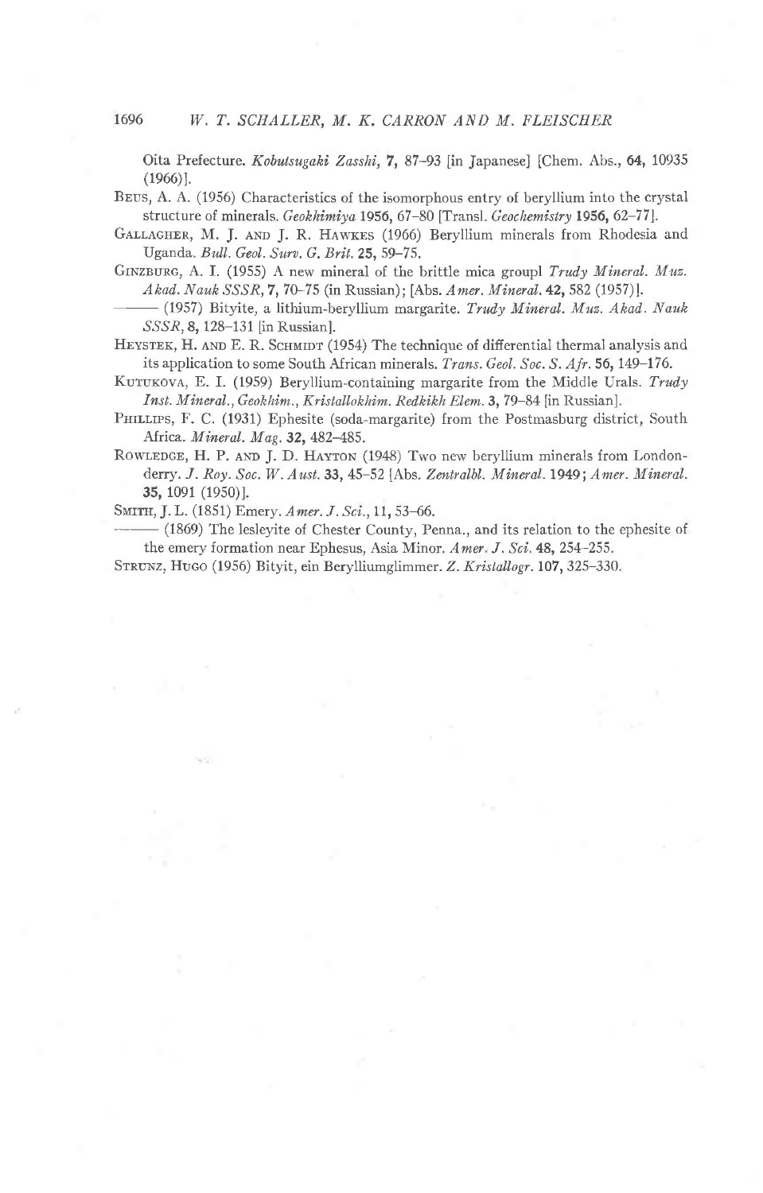Oita Prefecture. *Kobutsugaki Zasshi*, **7**, 87–93 [in Japanese] [Chem. Abs., **64**, 10935 (1966)].

Beus, A. A. (1956) Characteristics of the isomorphous entry of beryllium into the crystal structure of minerals. *Geokhimiya* **1956**, 67–80 [Transl. *Geochemistry* **1956**, 62–77].

Gallagher, M. J. and J. R. Hawkes (1966) Beryllium minerals from Rhodesia and Uganda. *Bull. Geol. Surv. G. Brit.* **25**, 59–75.

Ginzburg, A. I. (1955) A new mineral of the brittle mica groupl *Trudy Mineral. Muz. Akad. Nauk SSSR*, **7**, 70–75 (in Russian); [Abs. *Amer. Mineral.* **42**, 582 (1957)].

——— (1957) Bityite, a lithium-beryllium margarite. *Trudy Mineral. Muz. Akad. Nauk SSSR*, **8**, 128–131 [in Russian].

Heystek, H. and E. R. Schmidt (1954) The technique of differential thermal analysis and its application to some South African minerals. *Trans. Geol. Soc. S. Afr.* **56**, 149–176.

Kutukova, E. I. (1959) Beryllium-containing margarite from the Middle Urals. *Trudy Inst. Mineral., Geokhim., Kristallokhim. Redkikh Elem.* **3**, 79–84 [in Russian].

Phillips, F. C. (1931) Ephesite (soda-margarite) from the Postmasburg district, South Africa. *Mineral. Mag.* **32**, 482–485.

Rowledge, H. P. and J. D. Hayton (1948) Two new beryllium minerals from Londonderry. *J. Roy. Soc. W. Aust.* **33**, 45–52 [Abs. *Zentralbl. Mineral.* **1949**; *Amer. Mineral.* **35**, 1091 (1950)].

Smith, J. L. (1851) Emery. *Amer. J. Sci.*, **11**, 53–66.

——— (1869) The lesleyite of Chester County, Penna., and its relation to the ephesite of the emery formation near Ephesus, Asia Minor. *Amer. J. Sci.* **48**, 254–255.

Strunz, Hugo (1956) Bityit, ein Berylliumglimmer. *Z. Kristallogr.* **107**, 325–330.